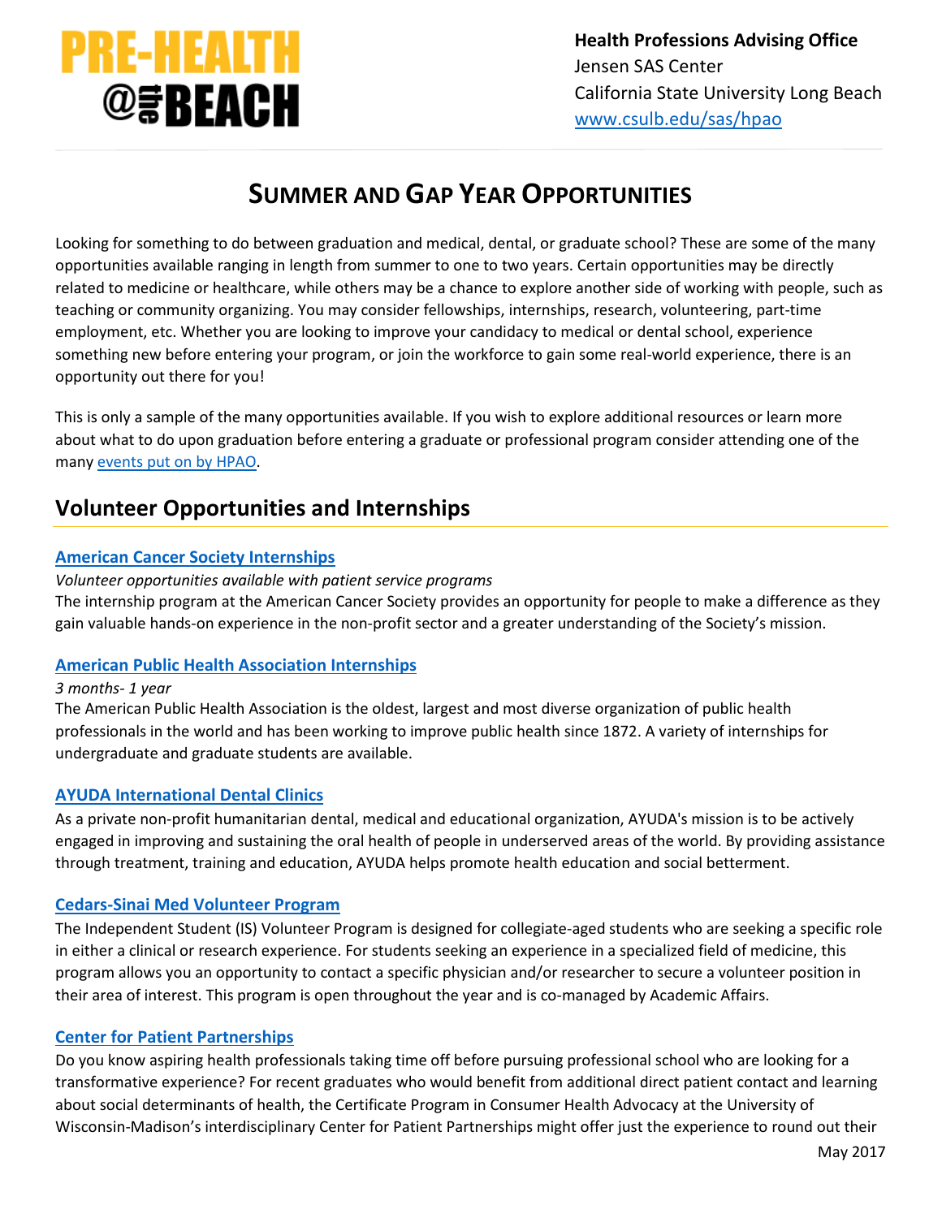PRE-HEALTH @the BEACH

**Health Professions Advising Office**
Jensen SAS Center
California State University Long Beach
www.csulb.edu/sas/hpao

# SUMMER AND GAP YEAR OPPORTUNITIES

Looking for something to do between graduation and medical, dental, or graduate school? These are some of the many opportunities available ranging in length from summer to one to two years. Certain opportunities may be directly related to medicine or healthcare, while others may be a chance to explore another side of working with people, such as teaching or community organizing. You may consider fellowships, internships, research, volunteering, part-time employment, etc. Whether you are looking to improve your candidacy to medical or dental school, experience something new before entering your program, or join the workforce to gain some real-world experience, there is an opportunity out there for you!

This is only a sample of the many opportunities available. If you wish to explore additional resources or learn more about what to do upon graduation before entering a graduate or professional program consider attending one of the many events put on by HPAO.

## Volunteer Opportunities and Internships

### American Cancer Society Internships

*Volunteer opportunities available with patient service programs*

The internship program at the American Cancer Society provides an opportunity for people to make a difference as they gain valuable hands-on experience in the non-profit sector and a greater understanding of the Society's mission.

### American Public Health Association Internships

*3 months- 1 year*

The American Public Health Association is the oldest, largest and most diverse organization of public health professionals in the world and has been working to improve public health since 1872. A variety of internships for undergraduate and graduate students are available.

### AYUDA International Dental Clinics

As a private non-profit humanitarian dental, medical and educational organization, AYUDA's mission is to be actively engaged in improving and sustaining the oral health of people in underserved areas of the world. By providing assistance through treatment, training and education, AYUDA helps promote health education and social betterment.

### Cedars-Sinai Med Volunteer Program

The Independent Student (IS) Volunteer Program is designed for collegiate-aged students who are seeking a specific role in either a clinical or research experience. For students seeking an experience in a specialized field of medicine, this program allows you an opportunity to contact a specific physician and/or researcher to secure a volunteer position in their area of interest. This program is open throughout the year and is co-managed by Academic Affairs.

### Center for Patient Partnerships

Do you know aspiring health professionals taking time off before pursuing professional school who are looking for a transformative experience? For recent graduates who would benefit from additional direct patient contact and learning about social determinants of health, the Certificate Program in Consumer Health Advocacy at the University of Wisconsin-Madison's interdisciplinary Center for Patient Partnerships might offer just the experience to round out their

May 2017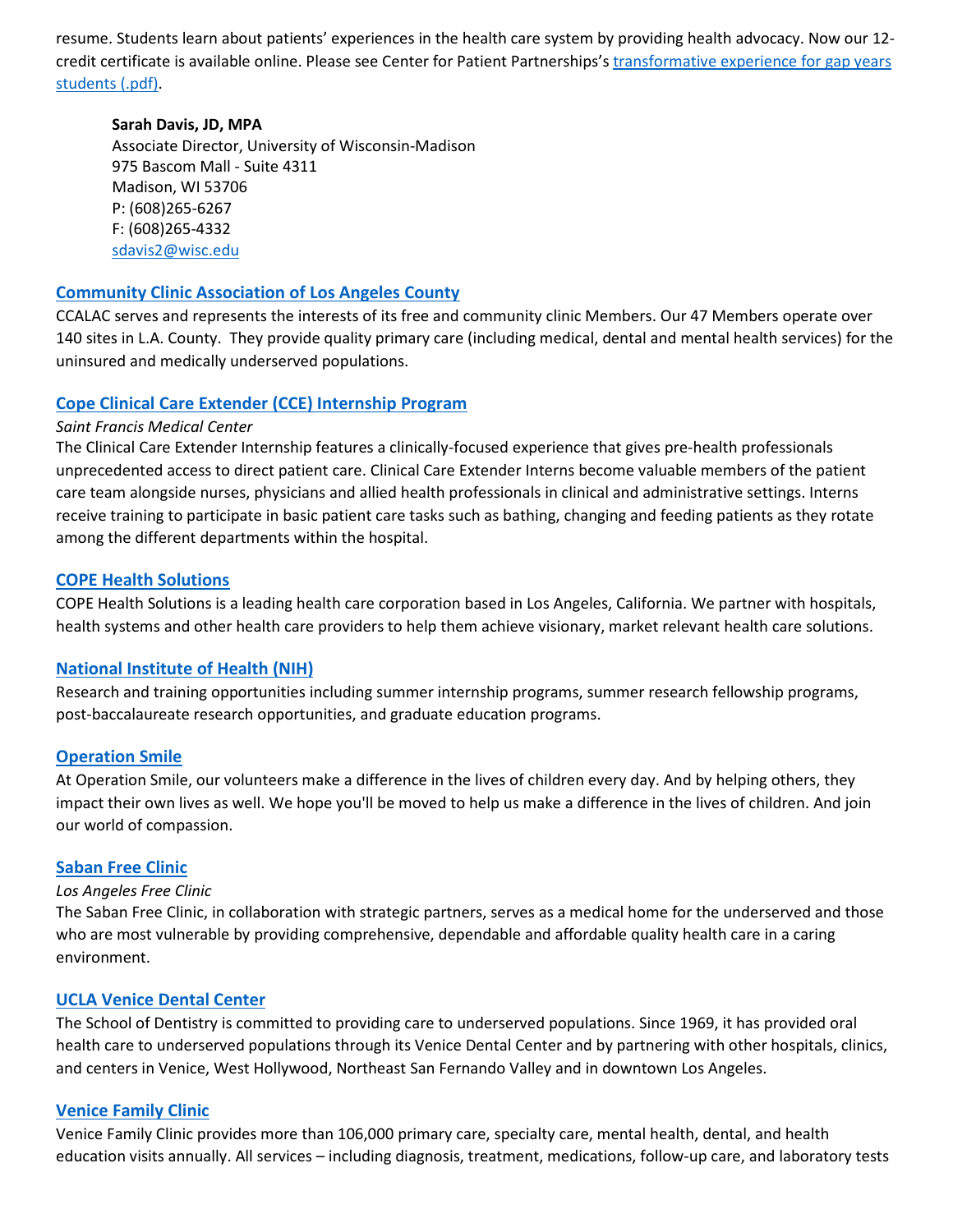resume. Students learn about patients' experiences in the health care system by providing health advocacy. Now our 12-credit certificate is available online. Please see Center for Patient Partnerships's [transformative experience for gap years students (.pdf)](#).

> **Sarah Davis, JD, MPA**
> Associate Director, University of Wisconsin-Madison
> 975 Bascom Mall - Suite 4311
> Madison, WI 53706
> P: (608)265-6267
> F: (608)265-4332
> sdavis2@wisc.edu

### Community Clinic Association of Los Angeles County

CCALAC serves and represents the interests of its free and community clinic Members. Our 47 Members operate over 140 sites in L.A. County. They provide quality primary care (including medical, dental and mental health services) for the uninsured and medically underserved populations.

### Cope Clinical Care Extender (CCE) Internship Program

*Saint Francis Medical Center*

The Clinical Care Extender Internship features a clinically-focused experience that gives pre-health professionals unprecedented access to direct patient care. Clinical Care Extender Interns become valuable members of the patient care team alongside nurses, physicians and allied health professionals in clinical and administrative settings. Interns receive training to participate in basic patient care tasks such as bathing, changing and feeding patients as they rotate among the different departments within the hospital.

### COPE Health Solutions

COPE Health Solutions is a leading health care corporation based in Los Angeles, California. We partner with hospitals, health systems and other health care providers to help them achieve visionary, market relevant health care solutions.

### National Institute of Health (NIH)

Research and training opportunities including summer internship programs, summer research fellowship programs, post-baccalaureate research opportunities, and graduate education programs.

### Operation Smile

At Operation Smile, our volunteers make a difference in the lives of children every day. And by helping others, they impact their own lives as well. We hope you'll be moved to help us make a difference in the lives of children. And join our world of compassion.

### Saban Free Clinic

*Los Angeles Free Clinic*

The Saban Free Clinic, in collaboration with strategic partners, serves as a medical home for the underserved and those who are most vulnerable by providing comprehensive, dependable and affordable quality health care in a caring environment.

### UCLA Venice Dental Center

The School of Dentistry is committed to providing care to underserved populations. Since 1969, it has provided oral health care to underserved populations through its Venice Dental Center and by partnering with other hospitals, clinics, and centers in Venice, West Hollywood, Northeast San Fernando Valley and in downtown Los Angeles.

### Venice Family Clinic

Venice Family Clinic provides more than 106,000 primary care, specialty care, mental health, dental, and health education visits annually. All services – including diagnosis, treatment, medications, follow-up care, and laboratory tests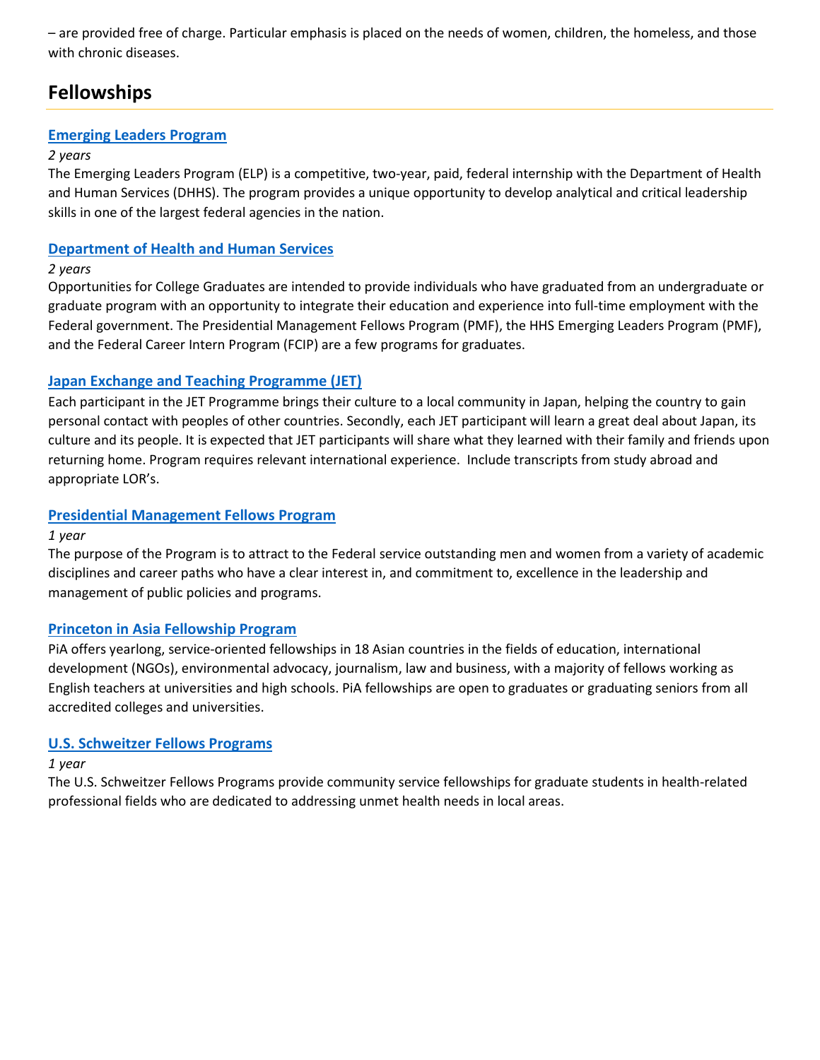– are provided free of charge. Particular emphasis is placed on the needs of women, children, the homeless, and those with chronic diseases.

## Fellowships

### Emerging Leaders Program

*2 years*

The Emerging Leaders Program (ELP) is a competitive, two-year, paid, federal internship with the Department of Health and Human Services (DHHS). The program provides a unique opportunity to develop analytical and critical leadership skills in one of the largest federal agencies in the nation.

### Department of Health and Human Services

*2 years*

Opportunities for College Graduates are intended to provide individuals who have graduated from an undergraduate or graduate program with an opportunity to integrate their education and experience into full-time employment with the Federal government. The Presidential Management Fellows Program (PMF), the HHS Emerging Leaders Program (PMF), and the Federal Career Intern Program (FCIP) are a few programs for graduates.

### Japan Exchange and Teaching Programme (JET)

Each participant in the JET Programme brings their culture to a local community in Japan, helping the country to gain personal contact with peoples of other countries. Secondly, each JET participant will learn a great deal about Japan, its culture and its people. It is expected that JET participants will share what they learned with their family and friends upon returning home. Program requires relevant international experience. Include transcripts from study abroad and appropriate LOR's.

### Presidential Management Fellows Program

*1 year*

The purpose of the Program is to attract to the Federal service outstanding men and women from a variety of academic disciplines and career paths who have a clear interest in, and commitment to, excellence in the leadership and management of public policies and programs.

### Princeton in Asia Fellowship Program

PiA offers yearlong, service-oriented fellowships in 18 Asian countries in the fields of education, international development (NGOs), environmental advocacy, journalism, law and business, with a majority of fellows working as English teachers at universities and high schools. PiA fellowships are open to graduates or graduating seniors from all accredited colleges and universities.

### U.S. Schweitzer Fellows Programs

*1 year*

The U.S. Schweitzer Fellows Programs provide community service fellowships for graduate students in health-related professional fields who are dedicated to addressing unmet health needs in local areas.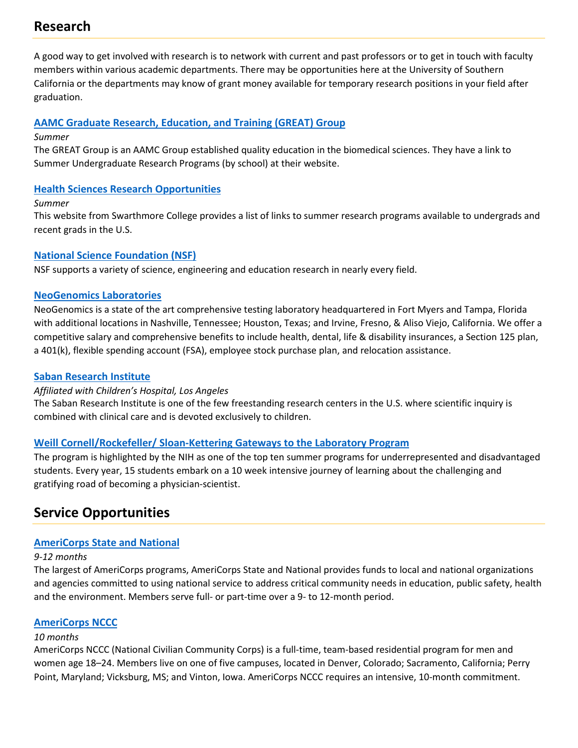## Research

A good way to get involved with research is to network with current and past professors or to get in touch with faculty members within various academic departments. There may be opportunities here at the University of Southern California or the departments may know of grant money available for temporary research positions in your field after graduation.

### AAMC Graduate Research, Education, and Training (GREAT) Group

*Summer*

The GREAT Group is an AAMC Group established quality education in the biomedical sciences. They have a link to Summer Undergraduate Research Programs (by school) at their website.

### Health Sciences Research Opportunities

*Summer*

This website from Swarthmore College provides a list of links to summer research programs available to undergrads and recent grads in the U.S.

### National Science Foundation (NSF)

NSF supports a variety of science, engineering and education research in nearly every field.

### NeoGenomics Laboratories

NeoGenomics is a state of the art comprehensive testing laboratory headquartered in Fort Myers and Tampa, Florida with additional locations in Nashville, Tennessee; Houston, Texas; and Irvine, Fresno, & Aliso Viejo, California. We offer a competitive salary and comprehensive benefits to include health, dental, life & disability insurances, a Section 125 plan, a 401(k), flexible spending account (FSA), employee stock purchase plan, and relocation assistance.

### Saban Research Institute

*Affiliated with Children's Hospital, Los Angeles*

The Saban Research Institute is one of the few freestanding research centers in the U.S. where scientific inquiry is combined with clinical care and is devoted exclusively to children.

### Weill Cornell/Rockefeller/ Sloan-Kettering Gateways to the Laboratory Program

The program is highlighted by the NIH as one of the top ten summer programs for underrepresented and disadvantaged students. Every year, 15 students embark on a 10 week intensive journey of learning about the challenging and gratifying road of becoming a physician-scientist.

## Service Opportunities

### AmeriCorps State and National

*9-12 months*

The largest of AmeriCorps programs, AmeriCorps State and National provides funds to local and national organizations and agencies committed to using national service to address critical community needs in education, public safety, health and the environment. Members serve full- or part-time over a 9- to 12-month period.

### AmeriCorps NCCC

*10 months*

AmeriCorps NCCC (National Civilian Community Corps) is a full-time, team-based residential program for men and women age 18–24. Members live on one of five campuses, located in Denver, Colorado; Sacramento, California; Perry Point, Maryland; Vicksburg, MS; and Vinton, Iowa. AmeriCorps NCCC requires an intensive, 10-month commitment.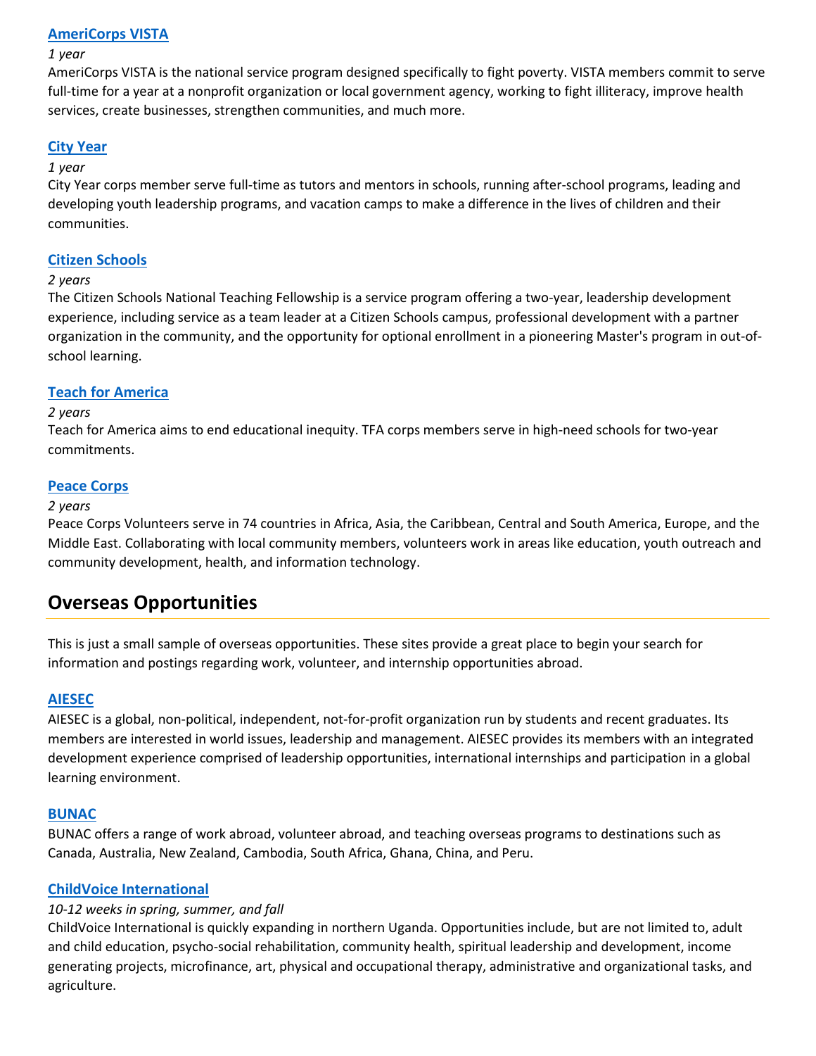### [AmeriCorps VISTA]

*1 year*

AmeriCorps VISTA is the national service program designed specifically to fight poverty. VISTA members commit to serve full-time for a year at a nonprofit organization or local government agency, working to fight illiteracy, improve health services, create businesses, strengthen communities, and much more.

### [City Year]

*1 year*

City Year corps member serve full-time as tutors and mentors in schools, running after-school programs, leading and developing youth leadership programs, and vacation camps to make a difference in the lives of children and their communities.

### [Citizen Schools]

*2 years*

The Citizen Schools National Teaching Fellowship is a service program offering a two-year, leadership development experience, including service as a team leader at a Citizen Schools campus, professional development with a partner organization in the community, and the opportunity for optional enrollment in a pioneering Master's program in out-of-school learning.

### [Teach for America]

*2 years*

Teach for America aims to end educational inequity. TFA corps members serve in high-need schools for two-year commitments.

### [Peace Corps]

*2 years*

Peace Corps Volunteers serve in 74 countries in Africa, Asia, the Caribbean, Central and South America, Europe, and the Middle East. Collaborating with local community members, volunteers work in areas like education, youth outreach and community development, health, and information technology.

## Overseas Opportunities

This is just a small sample of overseas opportunities. These sites provide a great place to begin your search for information and postings regarding work, volunteer, and internship opportunities abroad.

### [AIESEC]

AIESEC is a global, non-political, independent, not-for-profit organization run by students and recent graduates. Its members are interested in world issues, leadership and management. AIESEC provides its members with an integrated development experience comprised of leadership opportunities, international internships and participation in a global learning environment.

### [BUNAC]

BUNAC offers a range of work abroad, volunteer abroad, and teaching overseas programs to destinations such as Canada, Australia, New Zealand, Cambodia, South Africa, Ghana, China, and Peru.

### [ChildVoice International]

*10-12 weeks in spring, summer, and fall*

ChildVoice International is quickly expanding in northern Uganda. Opportunities include, but are not limited to, adult and child education, psycho-social rehabilitation, community health, spiritual leadership and development, income generating projects, microfinance, art, physical and occupational therapy, administrative and organizational tasks, and agriculture.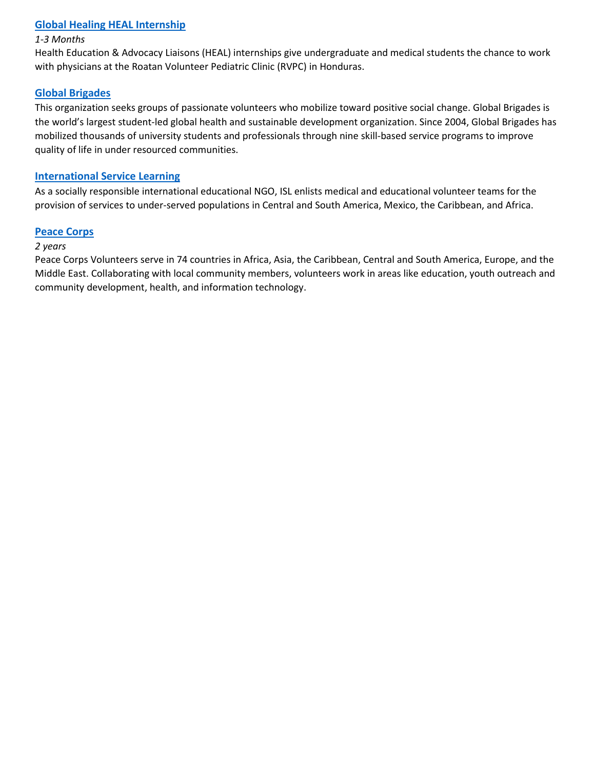### Global Healing HEAL Internship

*1-3 Months*

Health Education & Advocacy Liaisons (HEAL) internships give undergraduate and medical students the chance to work with physicians at the Roatan Volunteer Pediatric Clinic (RVPC) in Honduras.

### Global Brigades

This organization seeks groups of passionate volunteers who mobilize toward positive social change. Global Brigades is the world's largest student-led global health and sustainable development organization. Since 2004, Global Brigades has mobilized thousands of university students and professionals through nine skill-based service programs to improve quality of life in under resourced communities.

### International Service Learning

As a socially responsible international educational NGO, ISL enlists medical and educational volunteer teams for the provision of services to under-served populations in Central and South America, Mexico, the Caribbean, and Africa.

### Peace Corps

*2 years*

Peace Corps Volunteers serve in 74 countries in Africa, Asia, the Caribbean, Central and South America, Europe, and the Middle East. Collaborating with local community members, volunteers work in areas like education, youth outreach and community development, health, and information technology.